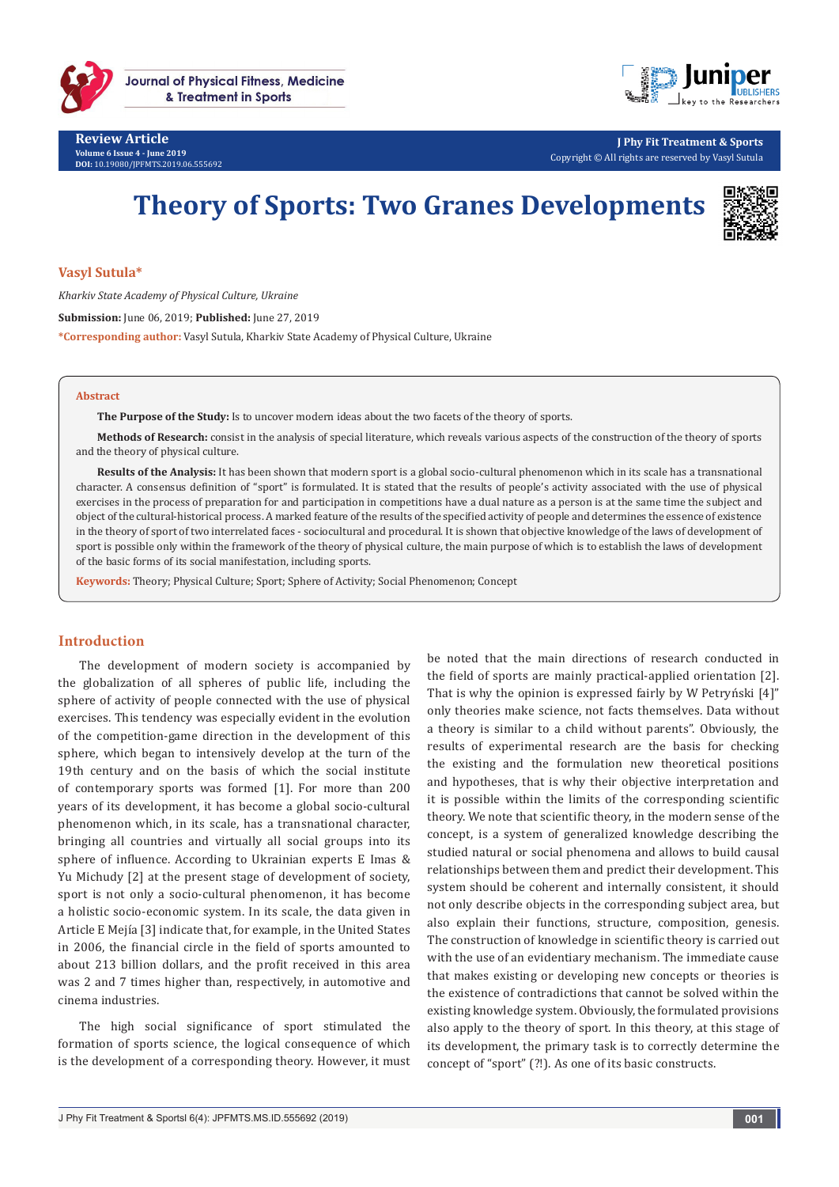Review Article

Volume 6 Issue 4 - June 2019

DOI: 10.19080/JPFMTS.2019.06.555692

Copyright © All rights are reserved by Vasyl Sutula

# Theory of Sports: Two Granes Developments

**Vasyl Sutula***

*Kharkiv State Academy of Physical Culture, Ukraine*

**Submission:** June 06, 2019; **Published:** June 27, 2019

***Corresponding author:** Vasyl Sutula, Kharkiv State Academy of Physical Culture, Ukraine

## Abstract

**The Purpose of the Study:** Is to uncover modern ideas about the two facets of the theory of sports.

**Methods of Research:** consist in the analysis of special literature, which reveals various aspects of the construction of the theory of sports and the theory of physical culture.

**Results of the Analysis:** It has been shown that modern sport is a global socio-cultural phenomenon which in its scale has a transnational character. A consensus definition of "sport" is formulated. It is stated that the results of people's activity associated with the use of physical exercises in the process of preparation for and participation in competitions have a dual nature as a person is at the same time the subject and object of the cultural-historical process. A marked feature of the results of the specified activity of people and determines the essence of existence in the theory of sport of two interrelated faces - sociocultural and procedural. It is shown that objective knowledge of the laws of development of sport is possible only within the framework of the theory of physical culture, the main purpose of which is to establish the laws of development of the basic forms of its social manifestation, including sports.

**Keywords:** Theory; Physical Culture; Sport; Sphere of Activity; Social Phenomenon; Concept

## Introduction

The development of modern society is accompanied by the globalization of all spheres of public life, including the sphere of activity of people connected with the use of physical exercises. This tendency was especially evident in the evolution of the competition-game direction in the development of this sphere, which began to intensively develop at the turn of the 19th century and on the basis of which the social institute of contemporary sports was formed [1]. For more than 200 years of its development, it has become a global socio-cultural phenomenon which, in its scale, has a transnational character, bringing all countries and virtually all social groups into its sphere of influence. According to Ukrainian experts E Imas & Yu Michudy [2] at the present stage of development of society, sport is not only a socio-cultural phenomenon, it has become a holistic socio-economic system. In its scale, the data given in Article E Mejía [3] indicate that, for example, in the United States in 2006, the financial circle in the field of sports amounted to about 213 billion dollars, and the profit received in this area was 2 and 7 times higher than, respectively, in automotive and cinema industries.

The high social significance of sport stimulated the formation of sports science, the logical consequence of which is the development of a corresponding theory. However, it must be noted that the main directions of research conducted in the field of sports are mainly practical-applied orientation [2]. That is why the opinion is expressed fairly by W Petryński [4]" only theories make science, not facts themselves. Data without a theory is similar to a child without parents". Obviously, the results of experimental research are the basis for checking the existing and the formulation new theoretical positions and hypotheses, that is why their objective interpretation and it is possible within the limits of the corresponding scientific theory. We note that scientific theory, in the modern sense of the concept, is a system of generalized knowledge describing the studied natural or social phenomena and allows to build causal relationships between them and predict their development. This system should be coherent and internally consistent, it should not only describe objects in the corresponding subject area, but also explain their functions, structure, composition, genesis. The construction of knowledge in scientific theory is carried out with the use of an evidentiary mechanism. The immediate cause that makes existing or developing new concepts or theories is the existence of contradictions that cannot be solved within the existing knowledge system. Obviously, the formulated provisions also apply to the theory of sport. In this theory, at this stage of its development, the primary task is to correctly determine the concept of "sport" (?!). As one of its basic constructs.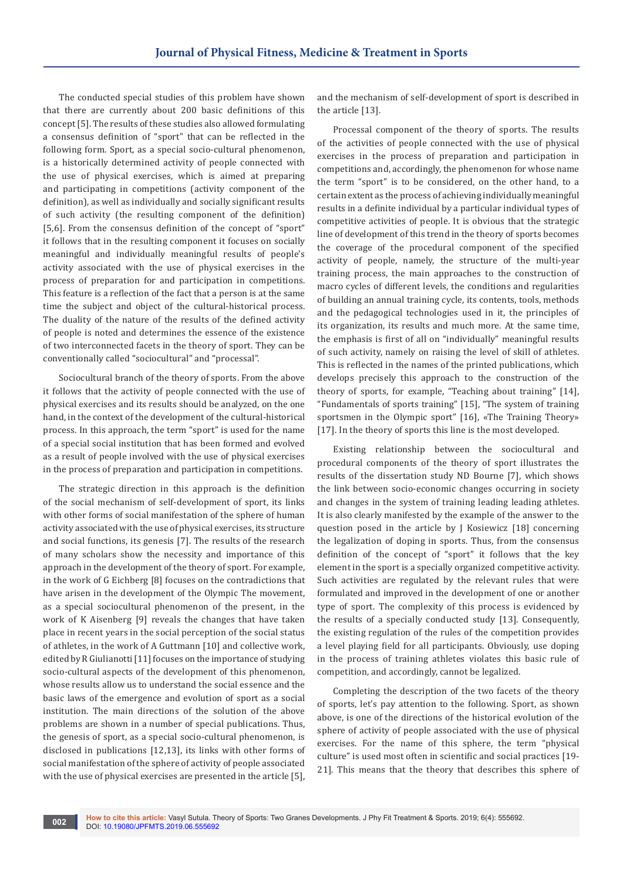The conducted special studies of this problem have shown that there are currently about 200 basic definitions of this concept [5]. The results of these studies also allowed formulating a consensus definition of "sport" that can be reflected in the following form. Sport, as a special socio-cultural phenomenon, is a historically determined activity of people connected with the use of physical exercises, which is aimed at preparing and participating in competitions (activity component of the definition), as well as individually and socially significant results of such activity (the resulting component of the definition) [5,6]. From the consensus definition of the concept of "sport" it follows that in the resulting component it focuses on socially meaningful and individually meaningful results of people's activity associated with the use of physical exercises in the process of preparation for and participation in competitions. This feature is a reflection of the fact that a person is at the same time the subject and object of the cultural-historical process. The duality of the nature of the results of the defined activity of people is noted and determines the essence of the existence of two interconnected facets in the theory of sport. They can be conventionally called "sociocultural" and "processal".

Sociocultural branch of the theory of sports. From the above it follows that the activity of people connected with the use of physical exercises and its results should be analyzed, on the one hand, in the context of the development of the cultural-historical process. In this approach, the term "sport" is used for the name of a special social institution that has been formed and evolved as a result of people involved with the use of physical exercises in the process of preparation and participation in competitions.

The strategic direction in this approach is the definition of the social mechanism of self-development of sport, its links with other forms of social manifestation of the sphere of human activity associated with the use of physical exercises, its structure and social functions, its genesis [7]. The results of the research of many scholars show the necessity and importance of this approach in the development of the theory of sport. For example, in the work of G Eichberg [8] focuses on the contradictions that have arisen in the development of the Olympic The movement, as a special sociocultural phenomenon of the present, in the work of K Aisenberg [9] reveals the changes that have taken place in recent years in the social perception of the social status of athletes, in the work of A Guttmann [10] and collective work, edited by R Giulianotti [11] focuses on the importance of studying socio-cultural aspects of the development of this phenomenon, whose results allow us to understand the social essence and the basic laws of the emergence and evolution of sport as a social institution. The main directions of the solution of the above problems are shown in a number of special publications. Thus, the genesis of sport, as a special socio-cultural phenomenon, is disclosed in publications [12,13], its links with other forms of social manifestation of the sphere of activity of people associated with the use of physical exercises are presented in the article [5], and the mechanism of self-development of sport is described in the article [13].

Processal component of the theory of sports. The results of the activities of people connected with the use of physical exercises in the process of preparation and participation in competitions and, accordingly, the phenomenon for whose name the term "sport" is to be considered, on the other hand, to a certain extent as the process of achieving individually meaningful results in a definite individual by a particular individual types of competitive activities of people. It is obvious that the strategic line of development of this trend in the theory of sports becomes the coverage of the procedural component of the specified activity of people, namely, the structure of the multi-year training process, the main approaches to the construction of macro cycles of different levels, the conditions and regularities of building an annual training cycle, its contents, tools, methods and the pedagogical technologies used in it, the principles of its organization, its results and much more. At the same time, the emphasis is first of all on "individually" meaningful results of such activity, namely on raising the level of skill of athletes. This is reflected in the names of the printed publications, which develops precisely this approach to the construction of the theory of sports, for example, "Teaching about training" [14], "Fundamentals of sports training" [15], "The system of training sportsmen in the Olympic sport" [16], «The Training Theory» [17]. In the theory of sports this line is the most developed.

Existing relationship between the sociocultural and procedural components of the theory of sport illustrates the results of the dissertation study ND Bourne [7], which shows the link between socio-economic changes occurring in society and changes in the system of training leading leading athletes. It is also clearly manifested by the example of the answer to the question posed in the article by J Kosiewicz [18] concerning the legalization of doping in sports. Thus, from the consensus definition of the concept of "sport" it follows that the key element in the sport is a specially organized competitive activity. Such activities are regulated by the relevant rules that were formulated and improved in the development of one or another type of sport. The complexity of this process is evidenced by the results of a specially conducted study [13]. Consequently, the existing regulation of the rules of the competition provides a level playing field for all participants. Obviously, use doping in the process of training athletes violates this basic rule of competition, and accordingly, cannot be legalized.

Completing the description of the two facets of the theory of sports, let's pay attention to the following. Sport, as shown above, is one of the directions of the historical evolution of the sphere of activity of people associated with the use of physical exercises. For the name of this sphere, the term "physical culture" is used most often in scientific and social practices [19-21]. This means that the theory that describes this sphere of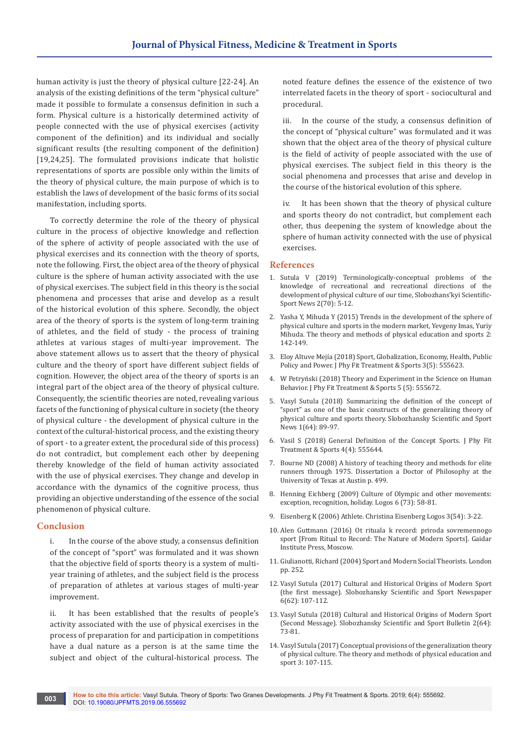human activity is just the theory of physical culture [22-24]. An analysis of the existing definitions of the term "physical culture" made it possible to formulate a consensus definition in such a form. Physical culture is a historically determined activity of people connected with the use of physical exercises (activity component of the definition) and its individual and socially significant results (the resulting component of the definition) [19,24,25]. The formulated provisions indicate that holistic representations of sports are possible only within the limits of the theory of physical culture, the main purpose of which is to establish the laws of development of the basic forms of its social manifestation, including sports.

To correctly determine the role of the theory of physical culture in the process of objective knowledge and reflection of the sphere of activity of people associated with the use of physical exercises and its connection with the theory of sports, note the following. First, the object area of the theory of physical culture is the sphere of human activity associated with the use of physical exercises. The subject field in this theory is the social phenomena and processes that arise and develop as a result of the historical evolution of this sphere. Secondly, the object area of the theory of sports is the system of long-term training of athletes, and the field of study - the process of training athletes at various stages of multi-year improvement. The above statement allows us to assert that the theory of physical culture and the theory of sport have different subject fields of cognition. However, the object area of the theory of sports is an integral part of the object area of the theory of physical culture. Consequently, the scientific theories are noted, revealing various facets of the functioning of physical culture in society (the theory of physical culture - the development of physical culture in the context of the cultural-historical process, and the existing theory of sport - to a greater extent, the procedural side of this process) do not contradict, but complement each other by deepening thereby knowledge of the field of human activity associated with the use of physical exercises. They change and develop in accordance with the dynamics of the cognitive process, thus providing an objective understanding of the essence of the social phenomenon of physical culture.

## Conclusion

i. In the course of the above study, a consensus definition of the concept of "sport" was formulated and it was shown that the objective field of sports theory is a system of multi-year training of athletes, and the subject field is the process of preparation of athletes at various stages of multi-year improvement.

ii. It has been established that the results of people's activity associated with the use of physical exercises in the process of preparation for and participation in competitions have a dual nature as a person is at the same time the subject and object of the cultural-historical process. The noted feature defines the essence of the existence of two interrelated facets in the theory of sport - sociocultural and procedural.

iii. In the course of the study, a consensus definition of the concept of "physical culture" was formulated and it was shown that the object area of the theory of physical culture is the field of activity of people associated with the use of physical exercises. The subject field in this theory is the social phenomena and processes that arise and develop in the course of the historical evolution of this sphere.

iv. It has been shown that the theory of physical culture and sports theory do not contradict, but complement each other, thus deepening the system of knowledge about the sphere of human activity connected with the use of physical exercises.

## References

1. Sutula V (2019) Terminologically-conceptual problems of the knowledge of recreational and recreational directions of the development of physical culture of our time, Slobozhans'kyi Scientific-Sport News 2(70): 5-12.
2. Yasha Y, Mihuda Y (2015) Trends in the development of the sphere of physical culture and sports in the modern market, Yevgeny Imas, Yuriy Mihuda. The theory and methods of physical education and sports 2: 142-149.
3. Eloy Altuve Mejía (2018) Sport, Globalization, Economy, Health, Public Policy and Power. J Phy Fit Treatment & Sports 3(5): 555623.
4. W Petryński (2018) Theory and Experiment in the Science on Human Behavior. J Phy Fit Treatment & Sports 5 (5): 555672.
5. Vasyl Sutula (2018) Summarizing the definition of the concept of "sport" as one of the basic constructs of the generalizing theory of physical culture and sports theory. Slobozhansky Scientific and Sport News 1(64): 89-97.
6. Vasil S (2018) General Definition of the Concept Sports. J Phy Fit Treatment & Sports 4(4): 555644.
7. Bourne ND (2008) A history of teaching theory and methods for elite runners through 1975. Dissertation a Doctor of Philosophy at the University of Texas at Austin p. 499.
8. Henning Eichberg (2009) Culture of Olympic and other movements: exception, recognition, holiday. Logos 6 (73): 58-81.
9. Eisenberg K (2006) Athlete. Christina Eisenberg Logos 3(54): 3-22.
10. Alen Guttmann (2016) Ot rituala k record: priroda sovremennogo sport [From Ritual to Record: The Nature of Modern Sports]. Gaidar Institute Press, Moscow.
11. Giulianotti, Richard (2004) Sport and Modern Social Theorists. London pp. 252.
12. Vasyl Sutula (2017) Cultural and Historical Origins of Modern Sport (the first message). Slobozhansky Scientific and Sport Newspaper 6(62): 107-112.
13. Vasyl Sutula (2018) Cultural and Historical Origins of Modern Sport (Second Message). Slobozhansky Scientific and Sport Bulletin 2(64): 73-81.
14. Vasyl Sutula (2017) Conceptual provisions of the generalization theory of physical culture. The theory and methods of physical education and sport 3: 107-115.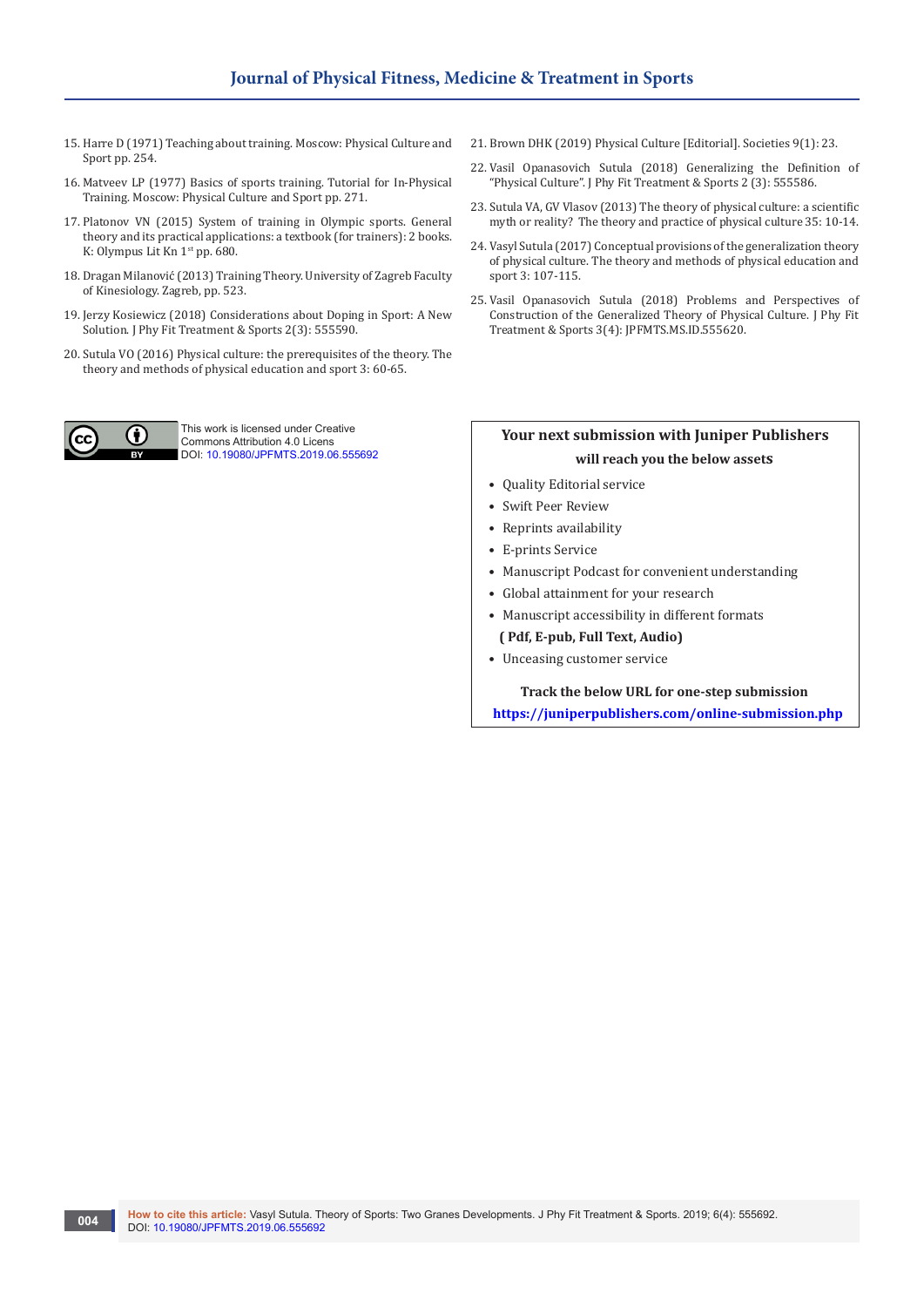15. Harre D (1971) Teaching about training. Moscow: Physical Culture and Sport pp. 254.
16. Matveev LP (1977) Basics of sports training. Tutorial for In-Physical Training. Moscow: Physical Culture and Sport pp. 271.
17. Platonov VN (2015) System of training in Olympic sports. General theory and its practical applications: a textbook (for trainers): 2 books. K: Olympus Lit Kn 1st pp. 680.
18. Dragan Milanović (2013) Training Theory. University of Zagreb Faculty of Kinesiology. Zagreb, pp. 523.
19. Jerzy Kosiewicz (2018) Considerations about Doping in Sport: A New Solution. J Phy Fit Treatment & Sports 2(3): 555590.
20. Sutula VO (2016) Physical culture: the prerequisites of the theory. The theory and methods of physical education and sport 3: 60-65.
21. Brown DHK (2019) Physical Culture [Editorial]. Societies 9(1): 23.
22. Vasil Opanasovich Sutula (2018) Generalizing the Definition of "Physical Culture". J Phy Fit Treatment & Sports 2 (3): 555586.
23. Sutula VA, GV Vlasov (2013) The theory of physical culture: a scientific myth or reality? The theory and practice of physical culture 35: 10-14.
24. Vasyl Sutula (2017) Conceptual provisions of the generalization theory of physical culture. The theory and methods of physical education and sport 3: 107-115.
25. Vasil Opanasovich Sutula (2018) Problems and Perspectives of Construction of the Generalized Theory of Physical Culture. J Phy Fit Treatment & Sports 3(4): JPFMTS.MS.ID.555620.

This work is licensed under Creative Commons Attribution 4.0 Licens
DOI: 10.19080/JPFMTS.2019.06.555692

**Your next submission with Juniper Publishers will reach you the below assets**

- Quality Editorial service
- Swift Peer Review
- Reprints availability
- E-prints Service
- Manuscript Podcast for convenient understanding
- Global attainment for your research
- Manuscript accessibility in different formats
  **( Pdf, E-pub, Full Text, Audio)**
- Unceasing customer service

**Track the below URL for one-step submission**
**https://juniperpublishers.com/online-submission.php**

**How to cite this article:** Vasyl Sutula. Theory of Sports: Two Granes Developments. J Phy Fit Treatment & Sports. 2019; 6(4): 555692. DOI: 10.19080/JPFMTS.2019.06.555692